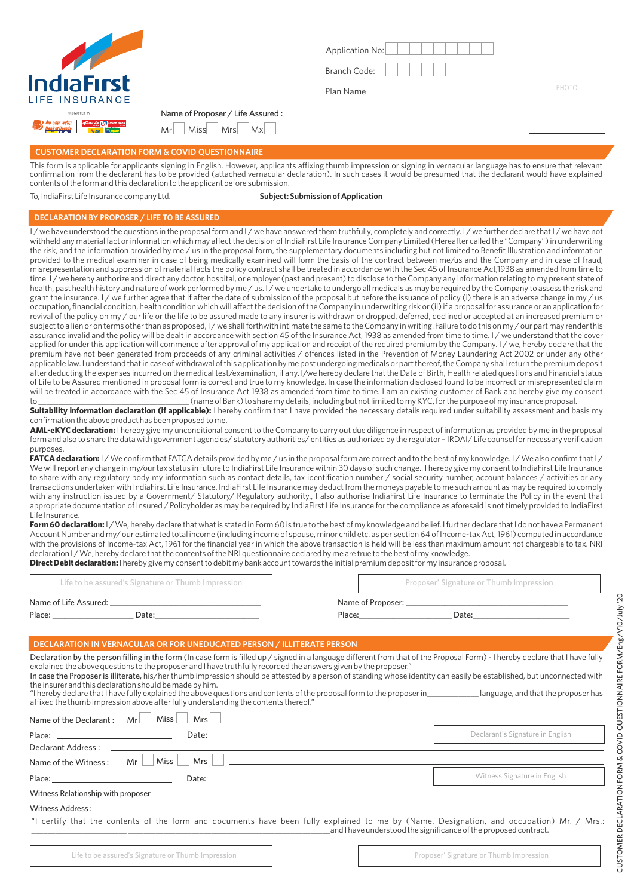IndiaFirst LIFE INSURANCE

PROMOTED BY

Application No:

Branch Code:

Plan Name

PHOTO

Name of Proposer / Life Assured :

Mr ☐ Miss ☐ Mrs ☐ Mx ☐

## CUSTOMER DECLARATION FORM & COVID QUESTIONNAIRE

This form is applicable for applicants signing in English. However, applicants affixing thumb impression or signing in vernacular language has to ensure that relevant confirmation from the declarant has to be provided (attached vernacular declaration). In such cases it would be presumed that the declarant would have explained contents of the form and this declaration to the applicant before submission.

To, IndiaFirst Life Insurance company Ltd. **Subject: Submission of Application**

## DECLARATION BY PROPOSER / LIFE TO BE ASSURED

I / we have understood the questions in the proposal form and I / we have answered them truthfully, completely and correctly. I / we further declare that I / we have not withheld any material fact or information which may affect the decision of IndiaFirst Life Insurance Company Limited (Hereafter called the "Company") in underwriting the risk, and the information provided by me / us in the proposal form, the supplementary documents including but not limited to Benefit Illustration and information provided to the medical examiner in case of being medically examined will form the basis of the contract between me/us and the Company and in case of fraud, misrepresentation and suppression of material facts the policy contract shall be treated in accordance with the Sec 45 of Insurance Act,1938 as amended from time to time. I / we hereby authorize and direct any doctor, hospital, or employer (past and present) to disclose to the Company any information relating to my present state of health, past health history and nature of work performed by me / us. I / we undertake to undergo all medicals as may be required by the Company to assess the risk and grant the insurance. I / we further agree that if after the date of submission of the proposal but before the issuance of policy (i) there is an adverse change in my / us occupation, financial condition, health condition which will affect the decision of the Company in underwriting risk or (ii) if a proposal for assurance or an application for revival of the policy on my / our life or the life to be assured made to any insurer is withdrawn or dropped, deferred, declined or accepted at an increased premium or subject to a lien or on terms other than as proposed, I / we shall forthwith intimate the same to the Company in writing. Failure to do this on my / our part may render this assurance invalid and the policy will be dealt in accordance with section 45 of the Insurance Act, 1938 as amended from time to time. I / we understand that the cover applied for under this application will commence after approval of my application and receipt of the required premium by the Company. I / we, hereby declare that the premium have not been generated from proceeds of any criminal activities / offences listed in the Prevention of Money Laundering Act 2002 or under any other applicable law. I understand that in case of withdrawal of this application by me post undergoing medicals or part thereof, the Company shall return the premium deposit after deducting the expenses incurred on the medical test/examination, if any. I/we hereby declare that the Date of Birth, Health related questions and Financial status of Life to be Assured mentioned in proposal form is correct and true to my knowledge. In case the information disclosed found to be incorrect or misrepresented claim will be treated in accordance with the Sec 45 of Insurance Act 1938 as amended from time to time. I am an existing customer of Bank and hereby give my consent to\_\_\_\_\_\_\_\_\_\_\_\_\_\_\_\_\_\_\_\_\_\_\_\_\_\_\_\_\_\_\_\_\_\_(name of Bank) to share my details, including but not limited to my KYC, for the purpose of my insurance proposal.

**Suitability information declaration (if applicable):** I hereby confirm that I have provided the necessary details required under suitability assessment and basis my confirmation the above product has been proposed to me.

**AML-eKYC declaration:** I hereby give my unconditional consent to the Company to carry out due diligence in respect of information as provided by me in the proposal form and also to share the data with government agencies/ statutory authorities/ entities as authorized by the regulator – IRDAI/ Life counsel for necessary verification purposes.

**FATCA declaration:** I / We confirm that FATCA details provided by me / us in the proposal form are correct and to the best of my knowledge. I / We also confirm that I / We will report any change in my/our tax status in future to IndiaFirst Life Insurance within 30 days of such change.. I hereby give my consent to IndiaFirst Life Insurance to share with any regulatory body my information such as contact details, tax identification number / social security number, account balances / activities or any transactions undertaken with IndiaFirst Life Insurance. IndiaFirst Life Insurance may deduct from the moneys payable to me such amount as may be required to comply with any instruction issued by a Government/ Statutory/ Regulatory authority., I also authorise IndiaFirst Life Insurance to terminate the Policy in the event that appropriate documentation of Insured / Policyholder as may be required by IndiaFirst Life Insurance for the compliance as aforesaid is not timely provided to IndiaFirst Life Insurance.

**Form 60 declaration:** I / We, hereby declare that what is stated in Form 60 is true to the best of my knowledge and belief. I further declare that I do not have a Permanent Account Number and my/ our estimated total income (including income of spouse, minor child etc. as per section 64 of Income-tax Act, 1961) computed in accordance with the provisions of Income-tax Act, 1961 for the financial year in which the above transaction is held will be less than maximum amount not chargeable to tax. NRI declaration I / We, hereby declare that the contents of the NRI questionnaire declared by me are true to the best of my knowledge.

**Direct Debit declaration:** I hereby give my consent to debit my bank account towards the initial premium deposit for my insurance proposal.

Life to be assured's Signature or Thumb Impression

Name of Life Assured: \_\_\_\_\_\_\_\_\_\_\_\_\_\_\_\_\_\_\_\_

Place:\_\_\_\_\_\_\_\_\_\_\_\_ Date:\_\_\_\_\_\_\_\_\_\_\_\_

Proposer' Signature or Thumb Impression

Name of Proposer: \_\_\_\_\_\_\_\_\_\_\_\_\_\_\_\_\_\_\_\_

Place:\_\_\_\_\_\_\_\_\_\_\_\_ Date:\_\_\_\_\_\_\_\_\_\_\_\_

## DECLARATION IN VERNACULAR OR FOR UNEDUCATED PERSON / ILLITERATE PERSON

**Declaration by the person filling in the form** (In case form is filled up / signed in a language different from that of the Proposal Form) - I hereby declare that I have fully explained the above questions to the proposer and I have truthfully recorded the answers given by the proposer."

**In case the Proposer is illiterate,** his/her thumb impression should be attested by a person of standing whose identity can easily be established, but unconnected with the insurer and this declaration should be made by him.

"I hereby declare that I have fully explained the above questions and contents of the proposal form to the proposer in\_\_\_\_\_\_\_\_\_\_\_\_ language, and that the proposer has affixed the thumb impression above after fully understanding the contents thereof."

Name of the Declarant : Mr ☐ Miss ☐ Mrs ☐ \_\_\_\_\_\_\_\_\_\_\_\_\_\_\_\_\_\_\_\_

Place: \_\_\_\_\_\_\_\_\_\_\_\_ Date:\_\_\_\_\_\_\_\_\_\_\_\_

Declarant's Signature in English

Declarant Address : \_\_\_\_\_\_\_\_\_\_\_\_\_\_\_\_\_\_\_\_

Name of the Witness : Mr ☐ Miss ☐ Mrs ☐ \_\_\_\_\_\_\_\_\_\_\_\_\_\_\_\_\_\_\_\_

Place:\_\_\_\_\_\_\_\_\_\_\_\_ Date:\_\_\_\_\_\_\_\_\_\_\_\_

Witness Signature in English

Witness Relationship with proposer \_\_\_\_\_\_\_\_\_\_\_\_\_\_\_\_\_\_\_\_

Witness Address : \_\_\_\_\_\_\_\_\_\_\_\_\_\_\_\_\_\_\_\_

"I certify that the contents of the form and documents have been fully explained to me by (Name, Designation, and occupation) Mr. / Mrs.: \_\_\_\_\_\_\_\_\_\_\_\_\_\_\_\_\_\_\_\_\_\_\_\_\_\_\_\_\_\_\_\_\_\_\_\_\_\_\_\_ and I have understood the significance of the proposed contract.

Life to be assured's Signature or Thumb Impression

Proposer' Signature or Thumb Impression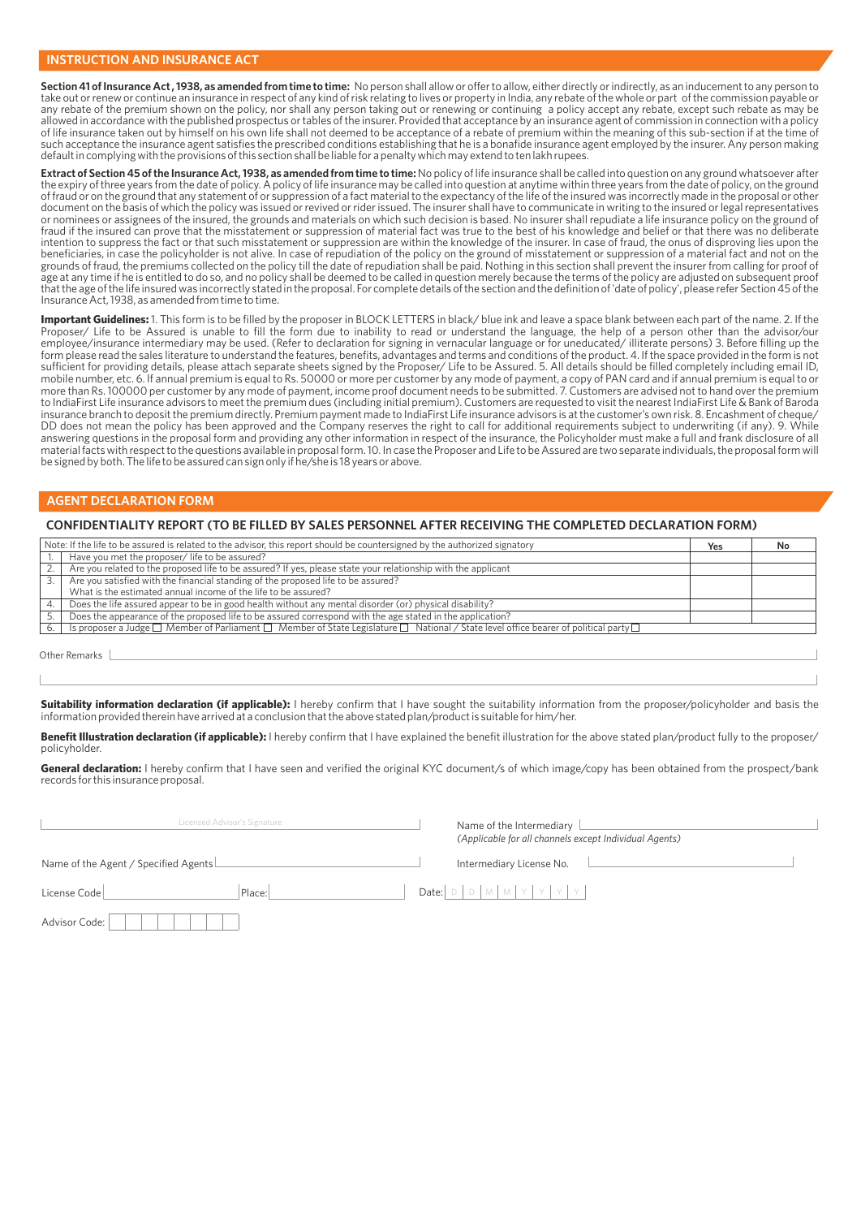## INSTRUCTION AND INSURANCE ACT

**Section 41 of Insurance Act , 1938, as amended from time to time:** No person shall allow or offer to allow, either directly or indirectly, as an inducement to any person to take out or renew or continue an insurance in respect of any kind of risk relating to lives or property in India, any rebate of the whole or part of the commission payable or any rebate of the premium shown on the policy, nor shall any person taking out or renewing or continuing a policy accept any rebate, except such rebate as may be allowed in accordance with the published prospectus or tables of the insurer. Provided that acceptance by an insurance agent of commission in connection with a policy of life insurance taken out by himself on his own life shall not deemed to be acceptance of a rebate of premium within the meaning of this sub-section if at the time of such acceptance the insurance agent satisfies the prescribed conditions establishing that he is a bonafide insurance agent employed by the insurer. Any person making default in complying with the provisions of this section shall be liable for a penalty which may extend to ten lakh rupees.

**Extract of Section 45 of the Insurance Act, 1938, as amended from time to time:** No policy of life insurance shall be called into question on any ground whatsoever after the expiry of three years from the date of policy. A policy of life insurance may be called into question at anytime within three years from the date of policy, on the ground of fraud or on the ground that any statement of or suppression of a fact material to the expectancy of the life of the insured was incorrectly made in the proposal or other document on the basis of which the policy was issued or revived or rider issued. The insurer shall have to communicate in writing to the insured or legal representatives or nominees or assignees of the insured, the grounds and materials on which such decision is based. No insurer shall repudiate a life insurance policy on the ground of fraud if the insured can prove that the misstatement or suppression of material fact was true to the best of his knowledge and belief or that there was no deliberate intention to suppress the fact or that such misstatement or suppression are within the knowledge of the insurer. In case of fraud, the onus of disproving lies upon the beneficiaries, in case the policyholder is not alive. In case of repudiation of the policy on the ground of misstatement or suppression of a material fact and not on the grounds of fraud, the premiums collected on the policy till the date of repudiation shall be paid. Nothing in this section shall prevent the insurer from calling for proof of age at any time if he is entitled to do so, and no policy shall be deemed to be called in question merely because the terms of the policy are adjusted on subsequent proof that the age of the life insured was incorrectly stated in the proposal. For complete details of the section and the definition of 'date of policy', please refer Section 45 of the Insurance Act, 1938, as amended from time to time.

**Important Guidelines:** 1. This form is to be filled by the proposer in BLOCK LETTERS in black/ blue ink and leave a space blank between each part of the name. 2. If the Proposer/ Life to be Assured is unable to fill the form due to inability to read or understand the language, the help of a person other than the advisor/our employee/insurance intermediary may be used. (Refer to declaration for signing in vernacular language or for uneducated/ illiterate persons) 3. Before filling up the form please read the sales literature to understand the features, benefits, advantages and terms and conditions of the product. 4. If the space provided in the form is not sufficient for providing details, please attach separate sheets signed by the Proposer/ Life to be Assured. 5. All details should be filled completely including email ID, mobile number, etc. 6. If annual premium is equal to Rs. 50000 or more per customer by any mode of payment, a copy of PAN card and if annual premium is equal to or more than Rs. 100000 per customer by any mode of payment, income proof document needs to be submitted. 7. Customers are advised not to hand over the premium to IndiaFirst Life insurance advisors to meet the premium dues (including initial premium). Customers are requested to visit the nearest IndiaFirst Life & Bank of Baroda insurance branch to deposit the premium directly. Premium payment made to IndiaFirst Life insurance advisors is at the customer's own risk. 8. Encashment of cheque/ DD does not mean the policy has been approved and the Company reserves the right to call for additional requirements subject to underwriting (if any). 9. While answering questions in the proposal form and providing any other information in respect of the insurance, the Policyholder must make a full and frank disclosure of all material facts with respect to the questions available in proposal form. 10. In case the Proposer and Life to be Assured are two separate individuals, the proposal form will be signed by both. The life to be assured can sign only if he/she is 18 years or above.

## AGENT DECLARATION FORM

### CONFIDENTIALITY REPORT (TO BE FILLED BY SALES PERSONNEL AFTER RECEIVING THE COMPLETED DECLARATION FORM)

| Note: If the life to be assured is related to the advisor, this report should be countersigned by the authorized signatory | | Yes | No |
|---|---|---|---|
| 1. | Have you met the proposer/ life to be assured? | | |
| 2. | Are you related to the proposed life to be assured? If yes, please state your relationship with the applicant | | |
| 3. | Are you satisfied with the financial standing of the proposed life to be assured?<br>What is the estimated annual income of the life to be assured? | | |
| 4. | Does the life assured appear to be in good health without any mental disorder (or) physical disability? | | |
| 5. | Does the appearance of the proposed life to be assured correspond with the age stated in the application? | | |
| 6. | Is proposer a Judge ☐ Member of Parliament ☐ Member of State Legislature ☐ National / State level office bearer of political party ☐ | | |

Other Remarks

**Suitability information declaration (if applicable):** I hereby confirm that I have sought the suitability information from the proposer/policyholder and basis the information provided therein have arrived at a conclusion that the above stated plan/product is suitable for him/her.

**Benefit Illustration declaration (if applicable):** I hereby confirm that I have explained the benefit illustration for the above stated plan/product fully to the proposer/ policyholder.

**General declaration:** I hereby confirm that I have seen and verified the original KYC document/s of which image/copy has been obtained from the prospect/bank records for this insurance proposal.

Licensed Advisor's Signature

Name of the Intermediary
*(Applicable for all channels except Individual Agents)*

Name of the Agent / Specified Agents

Intermediary License No.

License Code

Place:

Date: D D M M Y Y Y Y

Advisor Code: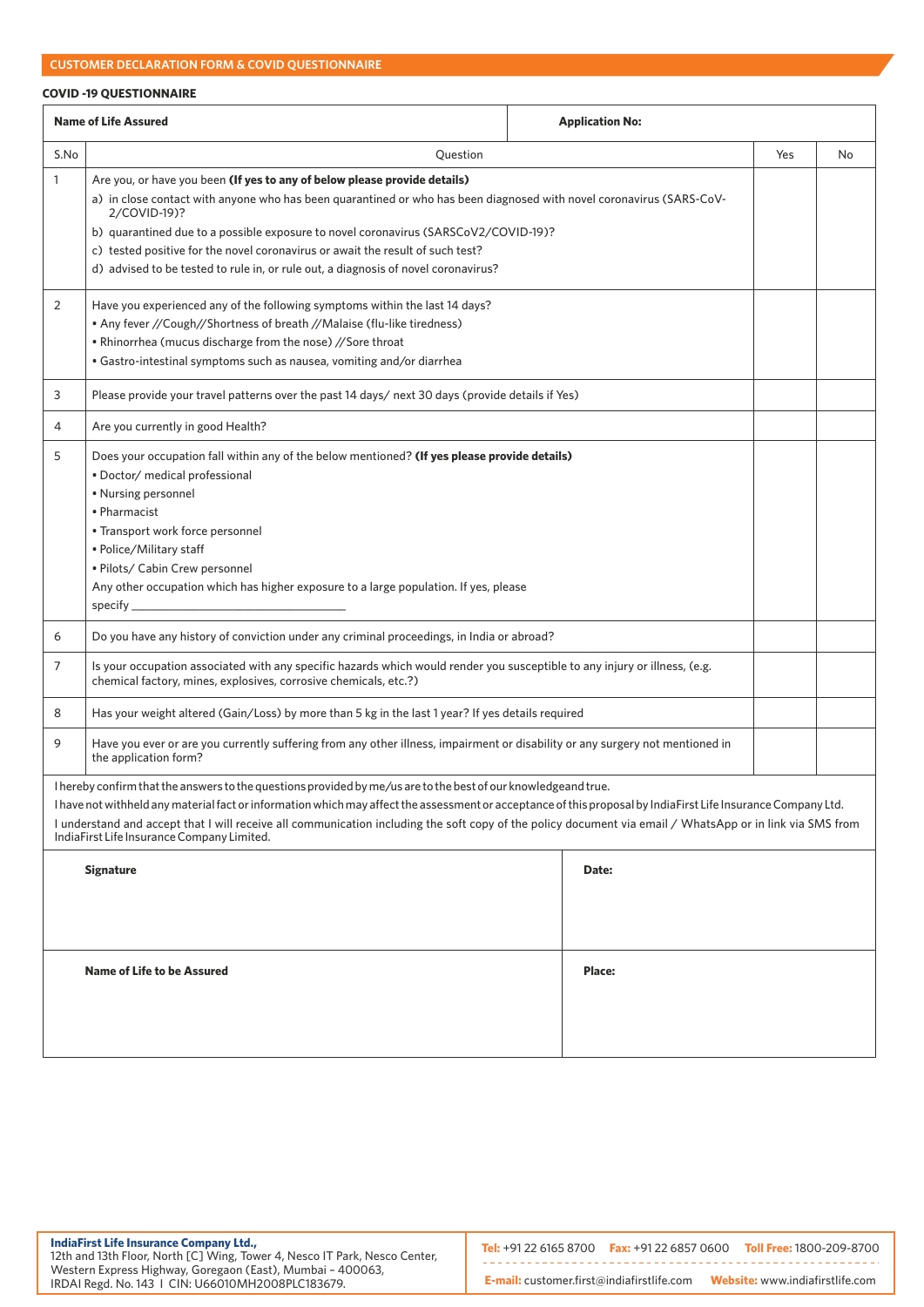## CUSTOMER DECLARATION FORM & COVID QUESTIONNAIRE

### COVID -19 QUESTIONNAIRE

| Name of Life Assured | Application No: |
|---|---|

| S.No | Question | Yes | No |
|---|---|---|---|
| 1 | Are you, or have you been **(If yes to any of below please provide details)**<br>a) in close contact with anyone who has been quarantined or who has been diagnosed with novel coronavirus (SARS-CoV-2/COVID-19)?<br>b) quarantined due to a possible exposure to novel coronavirus (SARSCoV2/COVID-19)?<br>c) tested positive for the novel coronavirus or await the result of such test?<br>d) advised to be tested to rule in, or rule out, a diagnosis of novel coronavirus? | | |
| 2 | Have you experienced any of the following symptoms within the last 14 days?<br>• Any fever //Cough//Shortness of breath //Malaise (flu-like tiredness)<br>• Rhinorrhea (mucus discharge from the nose) //Sore throat<br>• Gastro-intestinal symptoms such as nausea, vomiting and/or diarrhea | | |
| 3 | Please provide your travel patterns over the past 14 days/ next 30 days (provide details if Yes) | | |
| 4 | Are you currently in good Health? | | |
| 5 | Does your occupation fall within any of the below mentioned? **(If yes please provide details)**<br>• Doctor/ medical professional<br>• Nursing personnel<br>• Pharmacist<br>• Transport work force personnel<br>• Police/Military staff<br>• Pilots/ Cabin Crew personnel<br>Any other occupation which has higher exposure to a large population. If yes, please specify ________________________________ | | |
| 6 | Do you have any history of conviction under any criminal proceedings, in India or abroad? | | |
| 7 | Is your occupation associated with any specific hazards which would render you susceptible to any injury or illness, (e.g. chemical factory, mines, explosives, corrosive chemicals, etc.?) | | |
| 8 | Has your weight altered (Gain/Loss) by more than 5 kg in the last 1 year? If yes details required | | |
| 9 | Have you ever or are you currently suffering from any other illness, impairment or disability or any surgery not mentioned in the application form? | | |

I hereby confirm that the answers to the questions provided by me/us are to the best of our knowledgeand true.

I have not withheld any material fact or information which may affect the assessment or acceptance of this proposal by IndiaFirst Life Insurance Company Ltd.

I understand and accept that I will receive all communication including the soft copy of the policy document via email / WhatsApp or in link via SMS from IndiaFirst Life Insurance Company Limited.

| Signature | Date: |
|---|---|
| **Name of Life to be Assured** | **Place:** |

**IndiaFirst Life Insurance Company Ltd.,**
12th and 13th Floor, North [C] Wing, Tower 4, Nesco IT Park, Nesco Center, Western Express Highway, Goregaon (East), Mumbai – 400063,
IRDAI Regd. No. 143 I CIN: U66010MH2008PLC183679.

Tel: +91 22 6165 8700 Fax: +91 22 6857 0600 Toll Free: 1800-209-8700
E-mail: customer.first@indiafirstlife.com Website: www.indiafirstlife.com